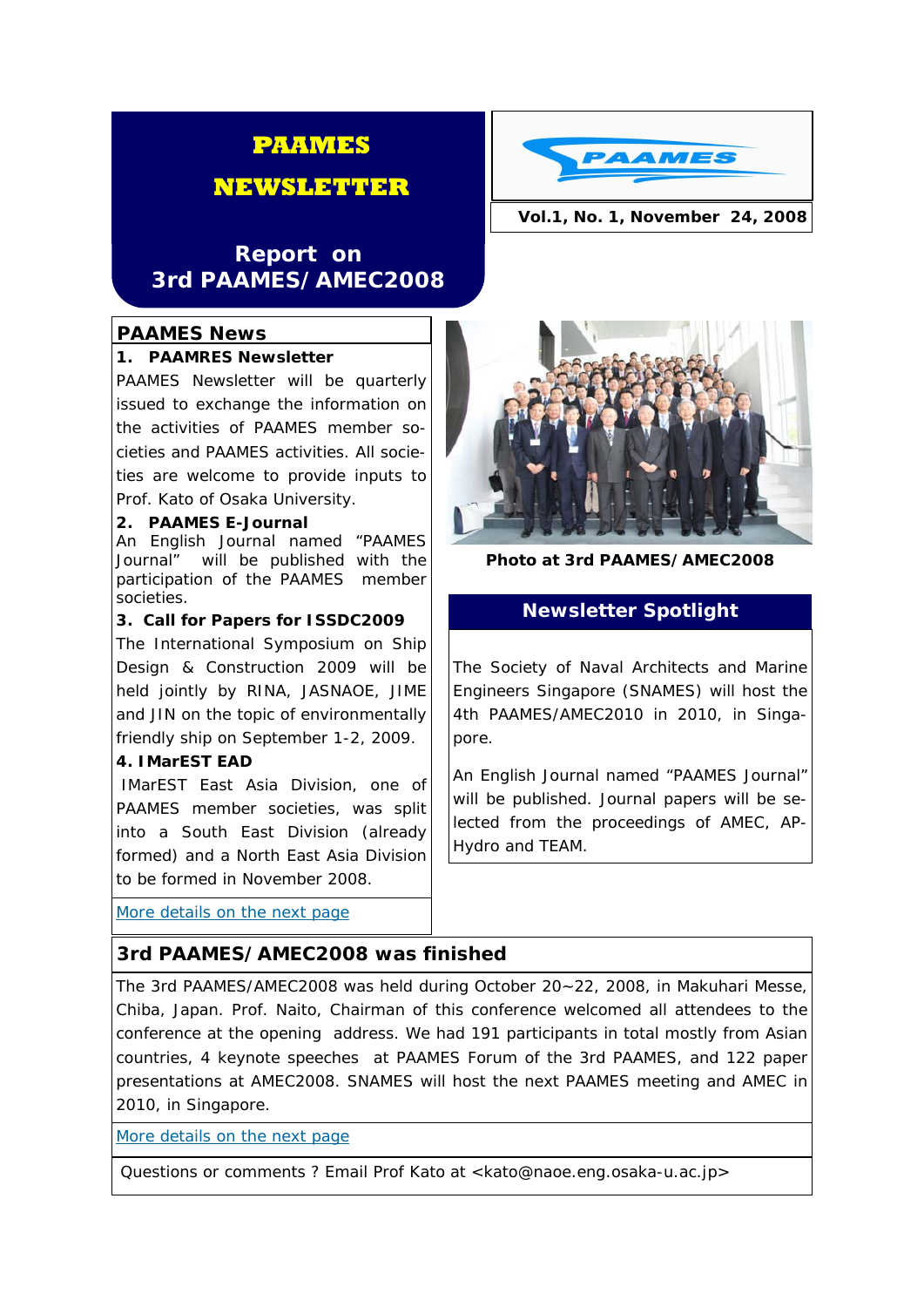# PAAMES NEWSLETTER

## Report on 3rd PAAMES/AMEC2008

**Vol.1, No. 1, November 24, 2008**

## PAAMES News

**1. PAAMRES Newsletter**

PAAMES Newsletter will be quarterly issued to exchange the information on the activities of PAAMES member societies and PAAMES activities. All societies are welcome to provide inputs to Prof. Kato of Osaka University.

**2. PAAMES E-Journal**

An English Journal named "PAAMES Journal" will be published with the participation of the PAAMES member societies.

**3. Call for Papers for ISSDC2009**

The International Symposium on Ship Design & Construction 2009 will be held jointly by RINA, JASNAOE, JIME and JIN on the topic of environmentally friendly ship on September 1-2, 2009.

**4. IMarEST EAD**

IMarEST East Asia Division, one of PAAMES member societies, was split into a South East Division (already formed) and a North East Asia Division to be formed in November 2008.

More details on the next page

**Photo at 3rd PAAMES/AMEC2008**

## Newsletter Spotlight

The Society of Naval Architects and Marine Engineers Singapore (SNAMES) will host the 4th PAAMES/AMEC2010 in 2010, in Singapore.

An English Journal named "PAAMES Journal" will be published. Journal papers will be selected from the proceedings of AMEC, AP-Hydro and TEAM.

## 3rd PAAMES/AMEC2008 was finished

The 3rd PAAMES/AMEC2008 was held during October 20~22, 2008, in Makuhari Messe, Chiba, Japan. Prof. Naito, Chairman of this conference welcomed all attendees to the conference at the opening address. We had 191 participants in total mostly from Asian countries, 4 keynote speeches at PAAMES Forum of the 3rd PAAMES, and 122 paper presentations at AMEC2008. SNAMES will host the next PAAMES meeting and AMEC in 2010, in Singapore.

More details on the next page

Questions or comments ? Email Prof Kato at <kato@naoe.eng.osaka-u.ac.jp>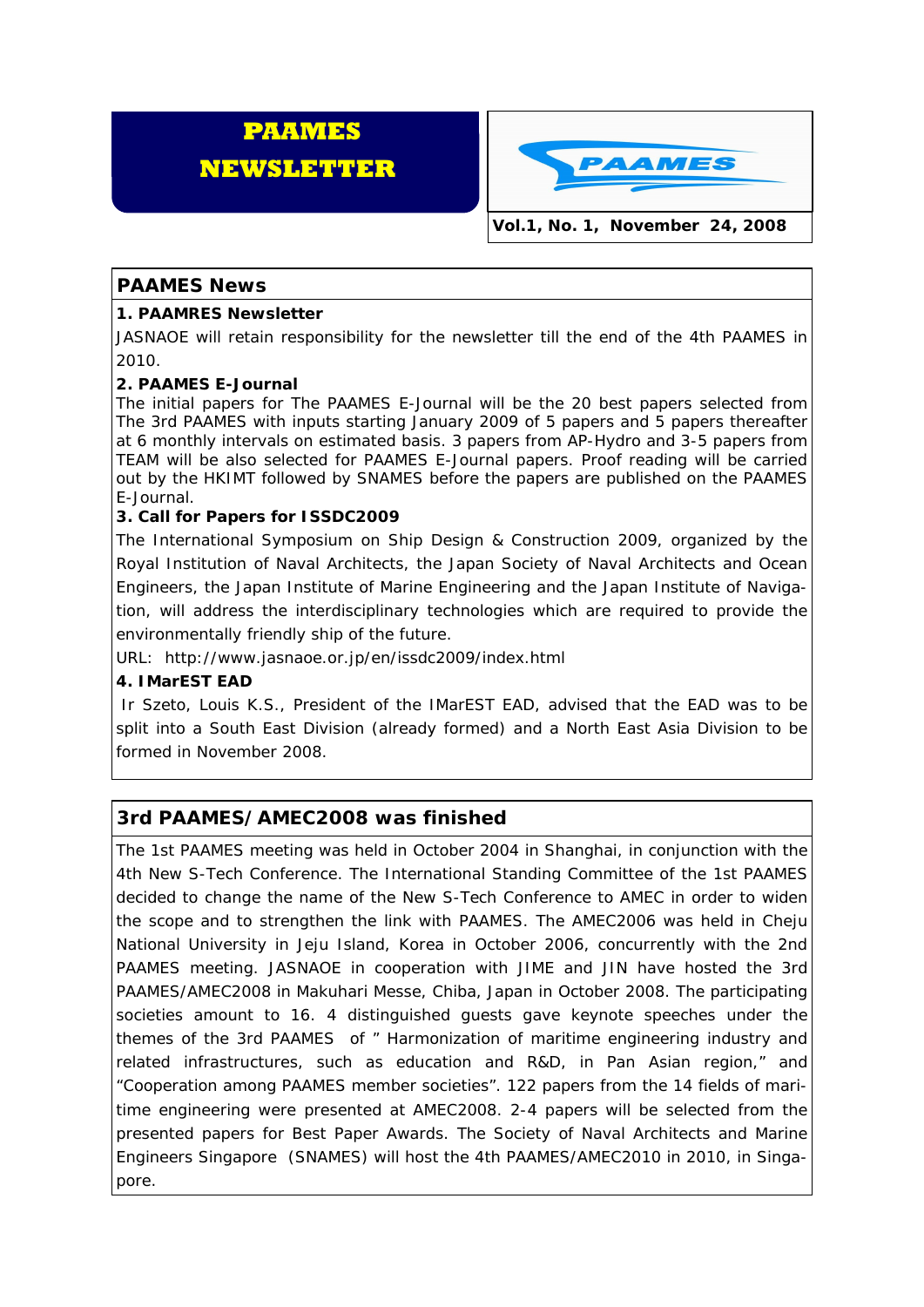# PAAMES NEWSLETTER

PAAMES

**Vol.1, No. 1, November 24, 2008**

## PAAMES News

**1. PAAMRES Newsletter**

JASNAOE will retain responsibility for the newsletter till the end of the 4th PAAMES in 2010.

**2. PAAMES E-Journal**

The initial papers for The PAAMES E-Journal will be the 20 best papers selected from The 3rd PAAMES with inputs starting January 2009 of 5 papers and 5 papers thereafter at 6 monthly intervals on estimated basis. 3 papers from AP-Hydro and 3-5 papers from TEAM will be also selected for PAAMES E-Journal papers. Proof reading will be carried out by the HKIMT followed by SNAMES before the papers are published on the PAAMES E-Journal.

**3. Call for Papers for ISSDC2009**

The International Symposium on Ship Design & Construction 2009, organized by the Royal Institution of Naval Architects, the Japan Society of Naval Architects and Ocean Engineers, the Japan Institute of Marine Engineering and the Japan Institute of Navigation, will address the interdisciplinary technologies which are required to provide the environmentally friendly ship of the future.

URL: http://www.jasnaoe.or.jp/en/issdc2009/index.html

**4. IMarEST EAD**

Ir Szeto, Louis K.S., President of the IMarEST EAD, advised that the EAD was to be split into a South East Division (already formed) and a North East Asia Division to be formed in November 2008.

## 3rd PAAMES/AMEC2008 was finished

The 1st PAAMES meeting was held in October 2004 in Shanghai, in conjunction with the 4th New S-Tech Conference. The International Standing Committee of the 1st PAAMES decided to change the name of the New S-Tech Conference to AMEC in order to widen the scope and to strengthen the link with PAAMES. The AMEC2006 was held in Cheju National University in Jeju Island, Korea in October 2006, concurrently with the 2nd PAAMES meeting. JASNAOE in cooperation with JIME and JIN have hosted the 3rd PAAMES/AMEC2008 in Makuhari Messe, Chiba, Japan in October 2008. The participating societies amount to 16. 4 distinguished guests gave keynote speeches under the themes of the 3rd PAAMES of " Harmonization of maritime engineering industry and related infrastructures, such as education and R&D, in Pan Asian region," and "Cooperation among PAAMES member societies". 122 papers from the 14 fields of maritime engineering were presented at AMEC2008. 2-4 papers will be selected from the presented papers for Best Paper Awards. The Society of Naval Architects and Marine Engineers Singapore (SNAMES) will host the 4th PAAMES/AMEC2010 in 2010, in Singapore.